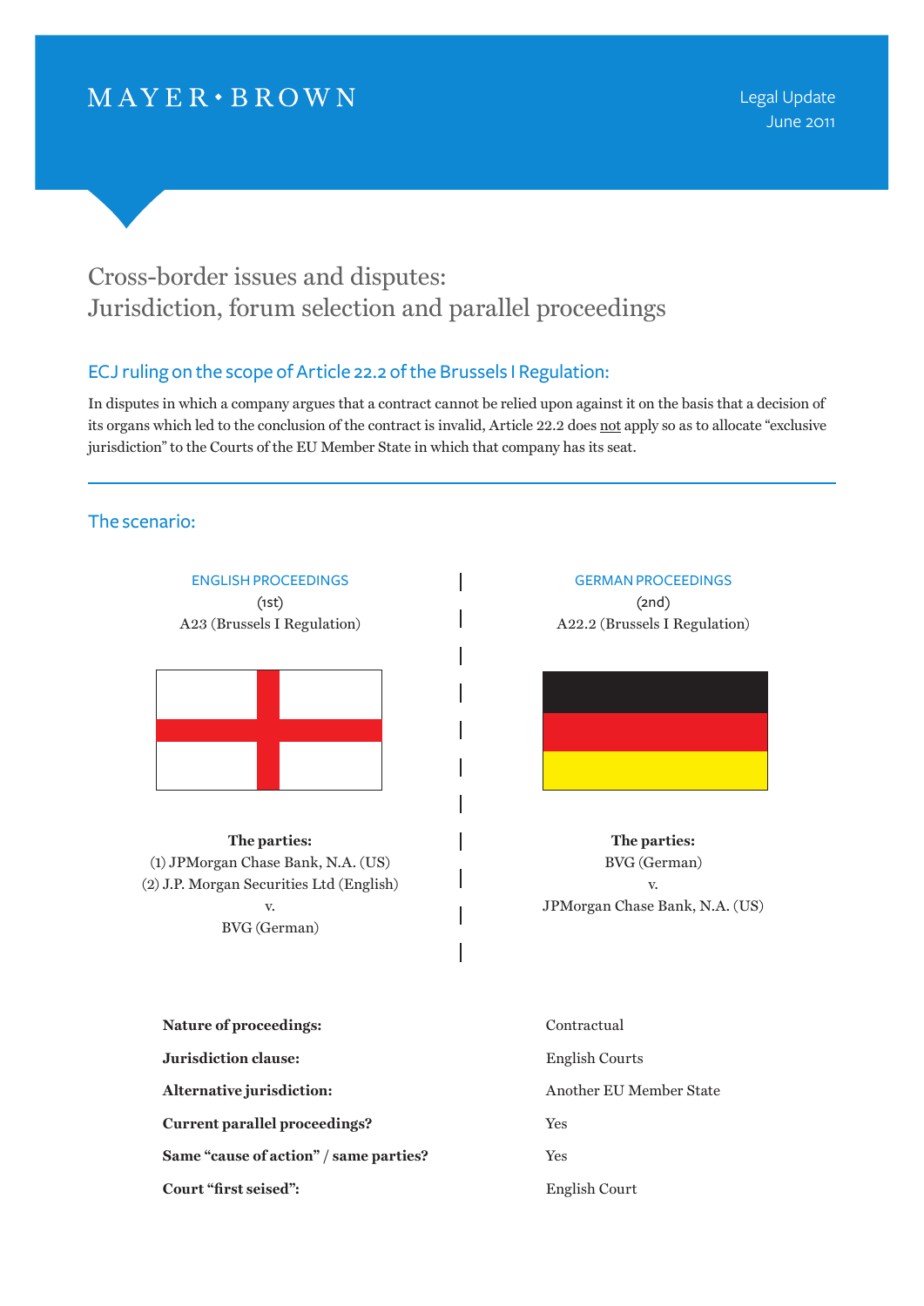MAYER • BROWN

Legal Update
June 2011

# Cross-border issues and disputes: Jurisdiction, forum selection and parallel proceedings

## ECJ ruling on the scope of Article 22.2 of the Brussels I Regulation:

In disputes in which a company argues that a contract cannot be relied upon against it on the basis that a decision of its organs which led to the conclusion of the contract is invalid, Article 22.2 does not apply so as to allocate "exclusive jurisdiction" to the Courts of the EU Member State in which that company has its seat.

---

## The scenario:

| ENGLISH PROCEEDINGS | GERMAN PROCEEDINGS |
|---|---|
| (1st) | (2nd) |
| A23 (Brussels I Regulation) | A22.2 (Brussels I Regulation) |
| **The parties:** | **The parties:** |
| (1) JPMorgan Chase Bank, N.A. (US) | BVG (German) |
| (2) J.P. Morgan Securities Ltd (English) | v. |
| v. | JPMorgan Chase Bank, N.A. (US) |
| BVG (German) | |

| | |
|---|---|
| **Nature of proceedings:** | Contractual |
| **Jurisdiction clause:** | English Courts |
| **Alternative jurisdiction:** | Another EU Member State |
| **Current parallel proceedings?** | Yes |
| **Same "cause of action" / same parties?** | Yes |
| **Court "first seised":** | English Court |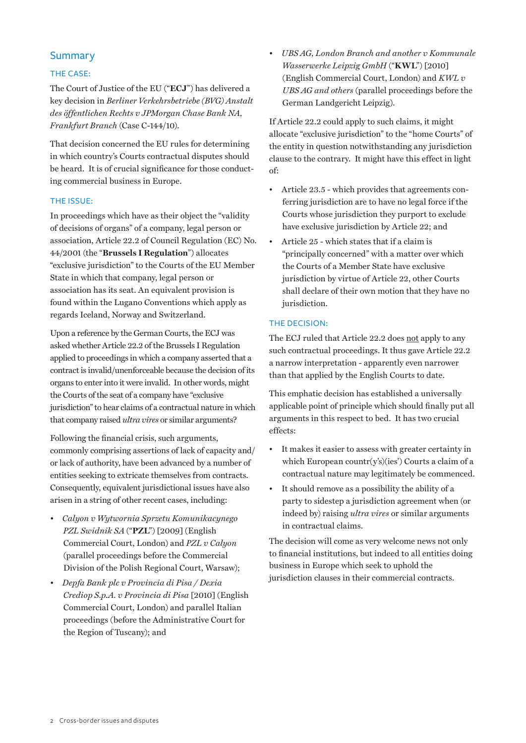## Summary

### THE CASE:

The Court of Justice of the EU ("**ECJ**") has delivered a key decision in *Berliner Verkehrsbetriebe (BVG) Anstalt des öffentlichen Rechts v JPMorgan Chase Bank NA, Frankfurt Branch* (Case C-144/10).

That decision concerned the EU rules for determining in which country's Courts contractual disputes should be heard. It is of crucial significance for those conducting commercial business in Europe.

### THE ISSUE:

In proceedings which have as their object the "validity of decisions of organs" of a company, legal person or association, Article 22.2 of Council Regulation (EC) No. 44/2001 (the "**Brussels I Regulation**") allocates "exclusive jurisdiction" to the Courts of the EU Member State in which that company, legal person or association has its seat. An equivalent provision is found within the Lugano Conventions which apply as regards Iceland, Norway and Switzerland.

Upon a reference by the German Courts, the ECJ was asked whether Article 22.2 of the Brussels I Regulation applied to proceedings in which a company asserted that a contract is invalid/unenforceable because the decision of its organs to enter into it were invalid. In other words, might the Courts of the seat of a company have "exclusive jurisdiction" to hear claims of a contractual nature in which that company raised *ultra vires* or similar arguments?

Following the financial crisis, such arguments, commonly comprising assertions of lack of capacity and/or lack of authority, have been advanced by a number of entities seeking to extricate themselves from contracts. Consequently, equivalent jurisdictional issues have also arisen in a string of other recent cases, including:

- *Calyon v Wytwornia Sprzetu Komunikacynego PZL Swidnik SA* ("**PZL**") [2009] (English Commercial Court, London) and *PZL v Calyon* (parallel proceedings before the Commercial Division of the Polish Regional Court, Warsaw);
- *Depfa Bank plc v Provincia di Pisa / Dexia Crediop S.p.A. v Provincia di Pisa* [2010] (English Commercial Court, London) and parallel Italian proceedings (before the Administrative Court for the Region of Tuscany); and
- *UBS AG, London Branch and another v Kommunale Wasserwerke Leipzig GmbH* ("**KWL**") [2010] (English Commercial Court, London) and *KWL v UBS AG and others* (parallel proceedings before the German Landgericht Leipzig).

If Article 22.2 could apply to such claims, it might allocate "exclusive jurisdiction" to the "home Courts" of the entity in question notwithstanding any jurisdiction clause to the contrary. It might have this effect in light of:

- Article 23.5 - which provides that agreements conferring jurisdiction are to have no legal force if the Courts whose jurisdiction they purport to exclude have exclusive jurisdiction by Article 22; and
- Article 25 - which states that if a claim is "principally concerned" with a matter over which the Courts of a Member State have exclusive jurisdiction by virtue of Article 22, other Courts shall declare of their own motion that they have no jurisdiction.

### THE DECISION:

The ECJ ruled that Article 22.2 does not apply to any such contractual proceedings. It thus gave Article 22.2 a narrow interpretation - apparently even narrower than that applied by the English Courts to date.

This emphatic decision has established a universally applicable point of principle which should finally put all arguments in this respect to bed. It has two crucial effects:

- It makes it easier to assess with greater certainty in which European countr(y's)(ies') Courts a claim of a contractual nature may legitimately be commenced.
- It should remove as a possibility the ability of a party to sidestep a jurisdiction agreement when (or indeed by) raising *ultra vires* or similar arguments in contractual claims.

The decision will come as very welcome news not only to financial institutions, but indeed to all entities doing business in Europe which seek to uphold the jurisdiction clauses in their commercial contracts.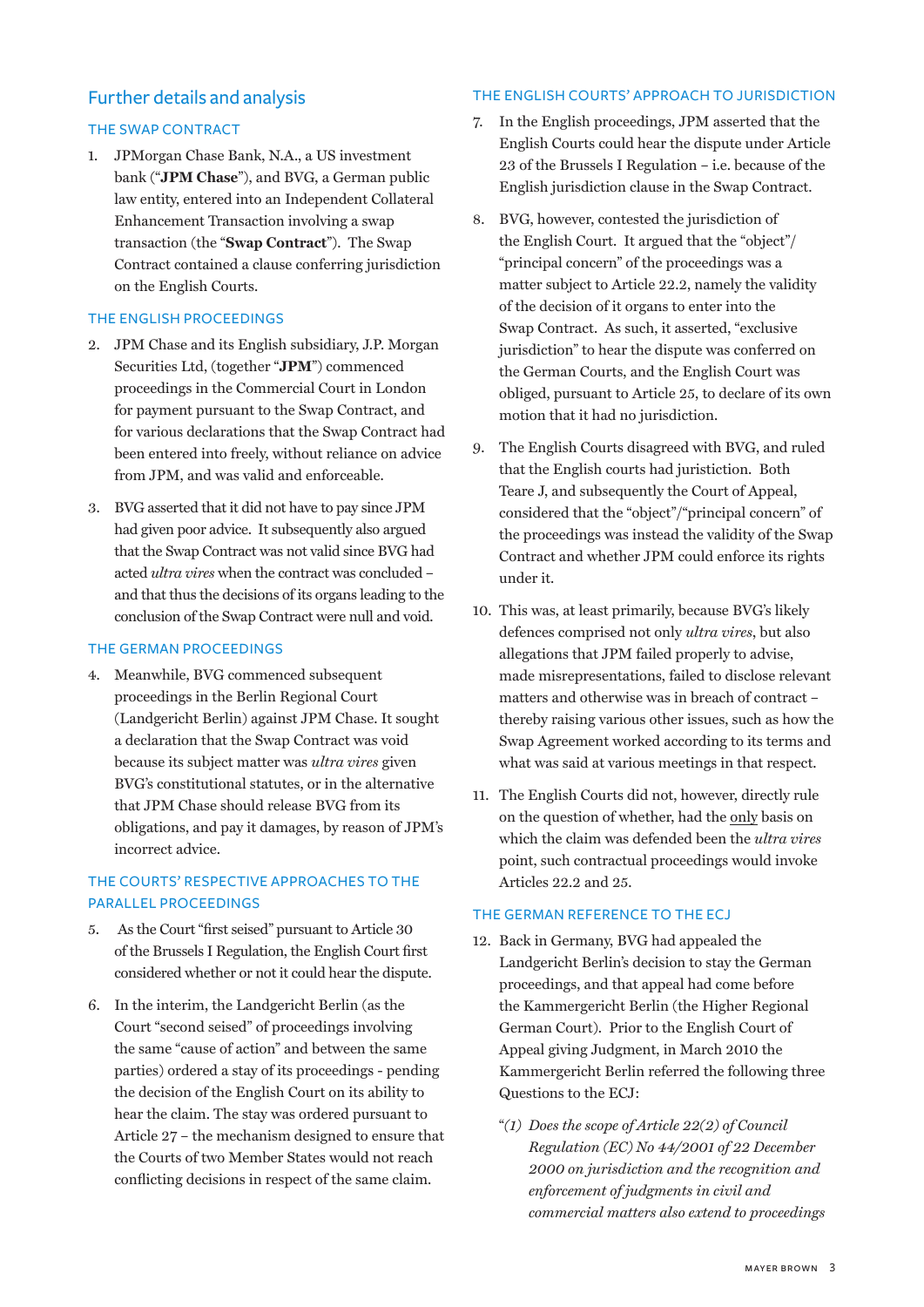## Further details and analysis

### THE SWAP CONTRACT

1. JPMorgan Chase Bank, N.A., a US investment bank ("**JPM Chase**"), and BVG, a German public law entity, entered into an Independent Collateral Enhancement Transaction involving a swap transaction (the "**Swap Contract**"). The Swap Contract contained a clause conferring jurisdiction on the English Courts.

### THE ENGLISH PROCEEDINGS

2. JPM Chase and its English subsidiary, J.P. Morgan Securities Ltd, (together "**JPM**") commenced proceedings in the Commercial Court in London for payment pursuant to the Swap Contract, and for various declarations that the Swap Contract had been entered into freely, without reliance on advice from JPM, and was valid and enforceable.

3. BVG asserted that it did not have to pay since JPM had given poor advice. It subsequently also argued that the Swap Contract was not valid since BVG had acted *ultra vires* when the contract was concluded – and that thus the decisions of its organs leading to the conclusion of the Swap Contract were null and void.

### THE GERMAN PROCEEDINGS

4. Meanwhile, BVG commenced subsequent proceedings in the Berlin Regional Court (Landgericht Berlin) against JPM Chase. It sought a declaration that the Swap Contract was void because its subject matter was *ultra vires* given BVG's constitutional statutes, or in the alternative that JPM Chase should release BVG from its obligations, and pay it damages, by reason of JPM's incorrect advice.

### THE COURTS' RESPECTIVE APPROACHES TO THE PARALLEL PROCEEDINGS

5. As the Court "first seised" pursuant to Article 30 of the Brussels I Regulation, the English Court first considered whether or not it could hear the dispute.

6. In the interim, the Landgericht Berlin (as the Court "second seised" of proceedings involving the same "cause of action" and between the same parties) ordered a stay of its proceedings - pending the decision of the English Court on its ability to hear the claim. The stay was ordered pursuant to Article 27 – the mechanism designed to ensure that the Courts of two Member States would not reach conflicting decisions in respect of the same claim.

### THE ENGLISH COURTS' APPROACH TO JURISDICTION

7. In the English proceedings, JPM asserted that the English Courts could hear the dispute under Article 23 of the Brussels I Regulation – i.e. because of the English jurisdiction clause in the Swap Contract.

8. BVG, however, contested the jurisdiction of the English Court. It argued that the "object"/ "principal concern" of the proceedings was a matter subject to Article 22.2, namely the validity of the decision of it organs to enter into the Swap Contract. As such, it asserted, "exclusive jurisdiction" to hear the dispute was conferred on the German Courts, and the English Court was obliged, pursuant to Article 25, to declare of its own motion that it had no jurisdiction.

9. The English Courts disagreed with BVG, and ruled that the English courts had juristiction. Both Teare J, and subsequently the Court of Appeal, considered that the "object"/"principal concern" of the proceedings was instead the validity of the Swap Contract and whether JPM could enforce its rights under it.

10. This was, at least primarily, because BVG's likely defences comprised not only *ultra vires*, but also allegations that JPM failed properly to advise, made misrepresentations, failed to disclose relevant matters and otherwise was in breach of contract – thereby raising various other issues, such as how the Swap Agreement worked according to its terms and what was said at various meetings in that respect.

11. The English Courts did not, however, directly rule on the question of whether, had the <u>only</u> basis on which the claim was defended been the *ultra vires* point, such contractual proceedings would invoke Articles 22.2 and 25.

### THE GERMAN REFERENCE TO THE ECJ

12. Back in Germany, BVG had appealed the Landgericht Berlin's decision to stay the German proceedings, and that appeal had come before the Kammergericht Berlin (the Higher Regional German Court). Prior to the English Court of Appeal giving Judgment, in March 2010 the Kammergericht Berlin referred the following three Questions to the ECJ:

   "*(1) Does the scope of Article 22(2) of Council Regulation (EC) No 44/2001 of 22 December 2000 on jurisdiction and the recognition and enforcement of judgments in civil and commercial matters also extend to proceedings*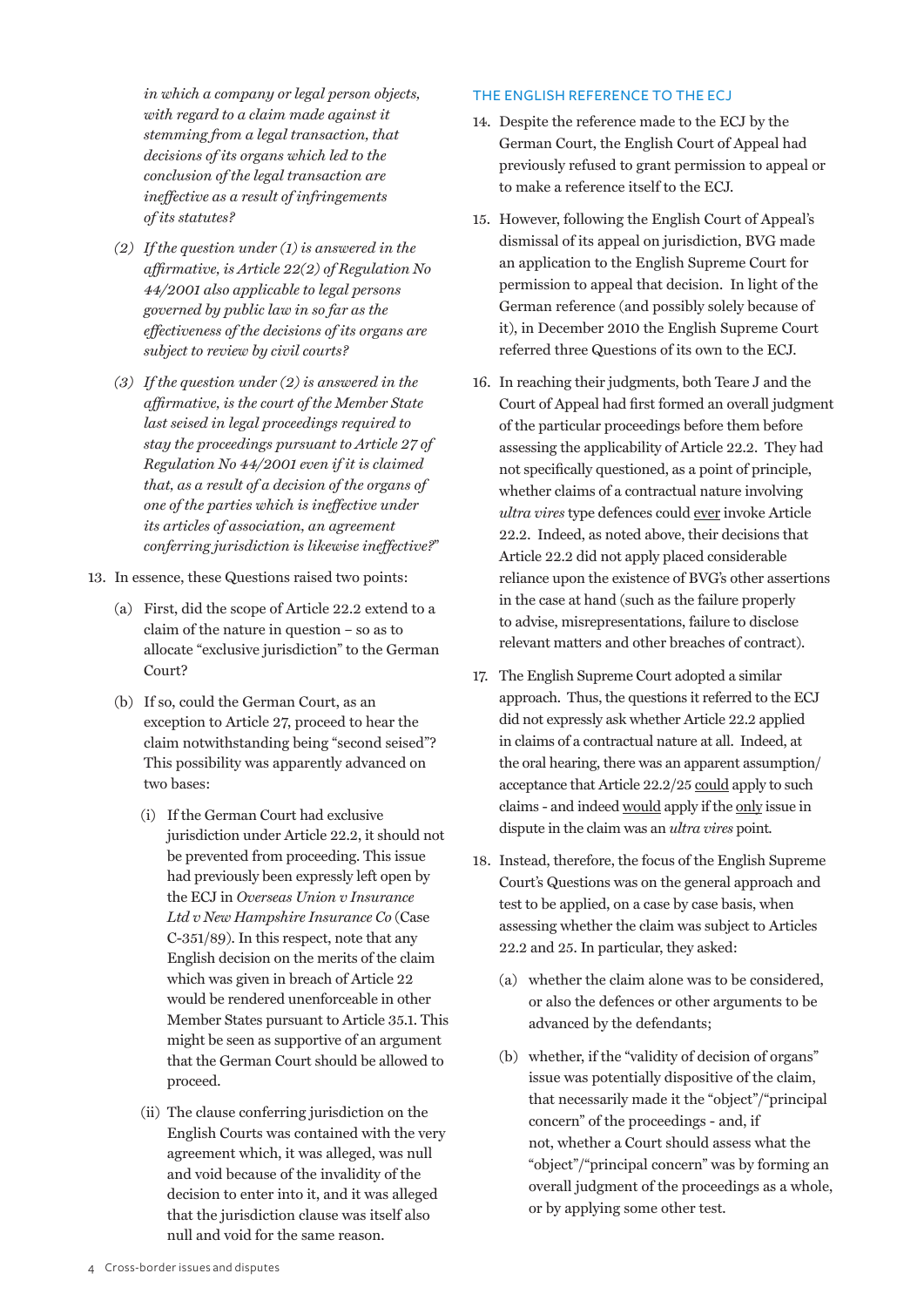*in which a company or legal person objects, with regard to a claim made against it stemming from a legal transaction, that decisions of its organs which led to the conclusion of the legal transaction are ineffective as a result of infringements of its statutes?*

*(2) If the question under (1) is answered in the affirmative, is Article 22(2) of Regulation No 44/2001 also applicable to legal persons governed by public law in so far as the effectiveness of the decisions of its organs are subject to review by civil courts?*

*(3) If the question under (2) is answered in the affirmative, is the court of the Member State last seised in legal proceedings required to stay the proceedings pursuant to Article 27 of Regulation No 44/2001 even if it is claimed that, as a result of a decision of the organs of one of the parties which is ineffective under its articles of association, an agreement conferring jurisdiction is likewise ineffective?*"

13. In essence, these Questions raised two points:

    (a) First, did the scope of Article 22.2 extend to a claim of the nature in question – so as to allocate "exclusive jurisdiction" to the German Court?

    (b) If so, could the German Court, as an exception to Article 27, proceed to hear the claim notwithstanding being "second seised"? This possibility was apparently advanced on two bases:

        (i) If the German Court had exclusive jurisdiction under Article 22.2, it should not be prevented from proceeding. This issue had previously been expressly left open by the ECJ in *Overseas Union v Insurance Ltd v New Hampshire Insurance Co* (Case C-351/89). In this respect, note that any English decision on the merits of the claim which was given in breach of Article 22 would be rendered unenforceable in other Member States pursuant to Article 35.1. This might be seen as supportive of an argument that the German Court should be allowed to proceed.

        (ii) The clause conferring jurisdiction on the English Courts was contained with the very agreement which, it was alleged, was null and void because of the invalidity of the decision to enter into it, and it was alleged that the jurisdiction clause was itself also null and void for the same reason.

## THE ENGLISH REFERENCE TO THE ECJ

14. Despite the reference made to the ECJ by the German Court, the English Court of Appeal had previously refused to grant permission to appeal or to make a reference itself to the ECJ.

15. However, following the English Court of Appeal's dismissal of its appeal on jurisdiction, BVG made an application to the English Supreme Court for permission to appeal that decision. In light of the German reference (and possibly solely because of it), in December 2010 the English Supreme Court referred three Questions of its own to the ECJ.

16. In reaching their judgments, both Teare J and the Court of Appeal had first formed an overall judgment of the particular proceedings before them before assessing the applicability of Article 22.2. They had not specifically questioned, as a point of principle, whether claims of a contractual nature involving *ultra vires* type defences could ever invoke Article 22.2. Indeed, as noted above, their decisions that Article 22.2 did not apply placed considerable reliance upon the existence of BVG's other assertions in the case at hand (such as the failure properly to advise, misrepresentations, failure to disclose relevant matters and other breaches of contract).

17. The English Supreme Court adopted a similar approach. Thus, the questions it referred to the ECJ did not expressly ask whether Article 22.2 applied in claims of a contractual nature at all. Indeed, at the oral hearing, there was an apparent assumption/acceptance that Article 22.2/25 could apply to such claims - and indeed would apply if the only issue in dispute in the claim was an *ultra vires* point.

18. Instead, therefore, the focus of the English Supreme Court's Questions was on the general approach and test to be applied, on a case by case basis, when assessing whether the claim was subject to Articles 22.2 and 25. In particular, they asked:

    (a) whether the claim alone was to be considered, or also the defences or other arguments to be advanced by the defendants;

    (b) whether, if the "validity of decision of organs" issue was potentially dispositive of the claim, that necessarily made it the "object"/"principal concern" of the proceedings - and, if not, whether a Court should assess what the "object"/"principal concern" was by forming an overall judgment of the proceedings as a whole, or by applying some other test.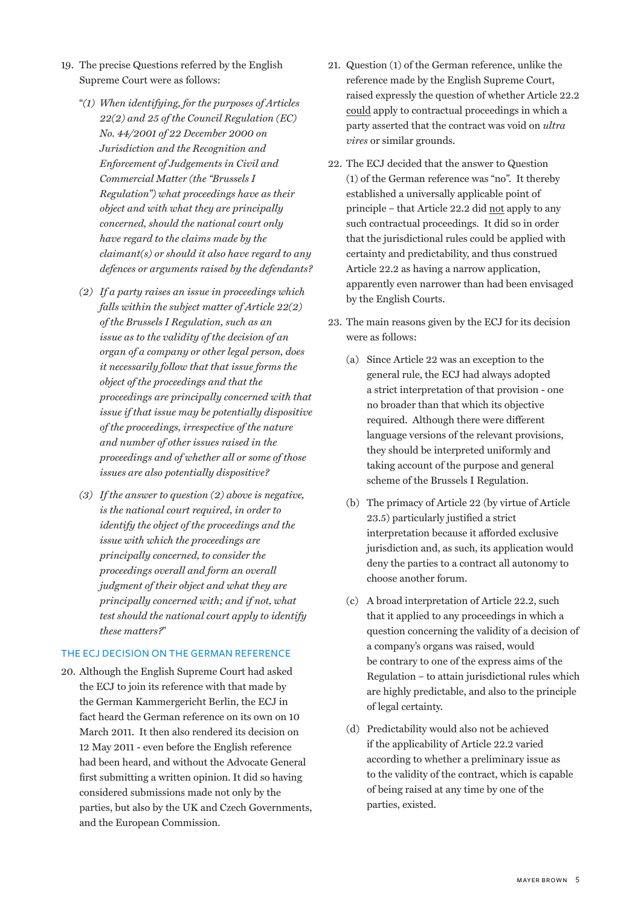19. The precise Questions referred by the English Supreme Court were as follows:

    "*(1) When identifying, for the purposes of Articles 22(2) and 25 of the Council Regulation (EC) No. 44/2001 of 22 December 2000 on Jurisdiction and the Recognition and Enforcement of Judgements in Civil and Commercial Matter (the "Brussels I Regulation") what proceedings have as their object and with what they are principally concerned, should the national court only have regard to the claims made by the claimant(s) or should it also have regard to any defences or arguments raised by the defendants?*

    *(2) If a party raises an issue in proceedings which falls within the subject matter of Article 22(2) of the Brussels I Regulation, such as an issue as to the validity of the decision of an organ of a company or other legal person, does it necessarily follow that that issue forms the object of the proceedings and that the proceedings are principally concerned with that issue if that issue may be potentially dispositive of the proceedings, irrespective of the nature and number of other issues raised in the proceedings and of whether all or some of those issues are also potentially dispositive?*

    *(3) If the answer to question (2) above is negative, is the national court required, in order to identify the object of the proceedings and the issue with which the proceedings are principally concerned, to consider the proceedings overall and form an overall judgment of their object and what they are principally concerned with; and if not, what test should the national court apply to identify these matters?*"

## THE ECJ DECISION ON THE GERMAN REFERENCE

20. Although the English Supreme Court had asked the ECJ to join its reference with that made by the German Kammergericht Berlin, the ECJ in fact heard the German reference on its own on 10 March 2011. It then also rendered its decision on 12 May 2011 - even before the English reference had been heard, and without the Advocate General first submitting a written opinion. It did so having considered submissions made not only by the parties, but also by the UK and Czech Governments, and the European Commission.

21. Question (1) of the German reference, unlike the reference made by the English Supreme Court, raised expressly the question of whether Article 22.2 could apply to contractual proceedings in which a party asserted that the contract was void on *ultra vires* or similar grounds.

22. The ECJ decided that the answer to Question (1) of the German reference was "no". It thereby established a universally applicable point of principle – that Article 22.2 did not apply to any such contractual proceedings. It did so in order that the jurisdictional rules could be applied with certainty and predictability, and thus construed Article 22.2 as having a narrow application, apparently even narrower than had been envisaged by the English Courts.

23. The main reasons given by the ECJ for its decision were as follows:

    (a) Since Article 22 was an exception to the general rule, the ECJ had always adopted a strict interpretation of that provision - one no broader than that which its objective required. Although there were different language versions of the relevant provisions, they should be interpreted uniformly and taking account of the purpose and general scheme of the Brussels I Regulation.

    (b) The primacy of Article 22 (by virtue of Article 23.5) particularly justified a strict interpretation because it afforded exclusive jurisdiction and, as such, its application would deny the parties to a contract all autonomy to choose another forum.

    (c) A broad interpretation of Article 22.2, such that it applied to any proceedings in which a question concerning the validity of a decision of a company's organs was raised, would be contrary to one of the express aims of the Regulation – to attain jurisdictional rules which are highly predictable, and also to the principle of legal certainty.

    (d) Predictability would also not be achieved if the applicability of Article 22.2 varied according to whether a preliminary issue as to the validity of the contract, which is capable of being raised at any time by one of the parties, existed.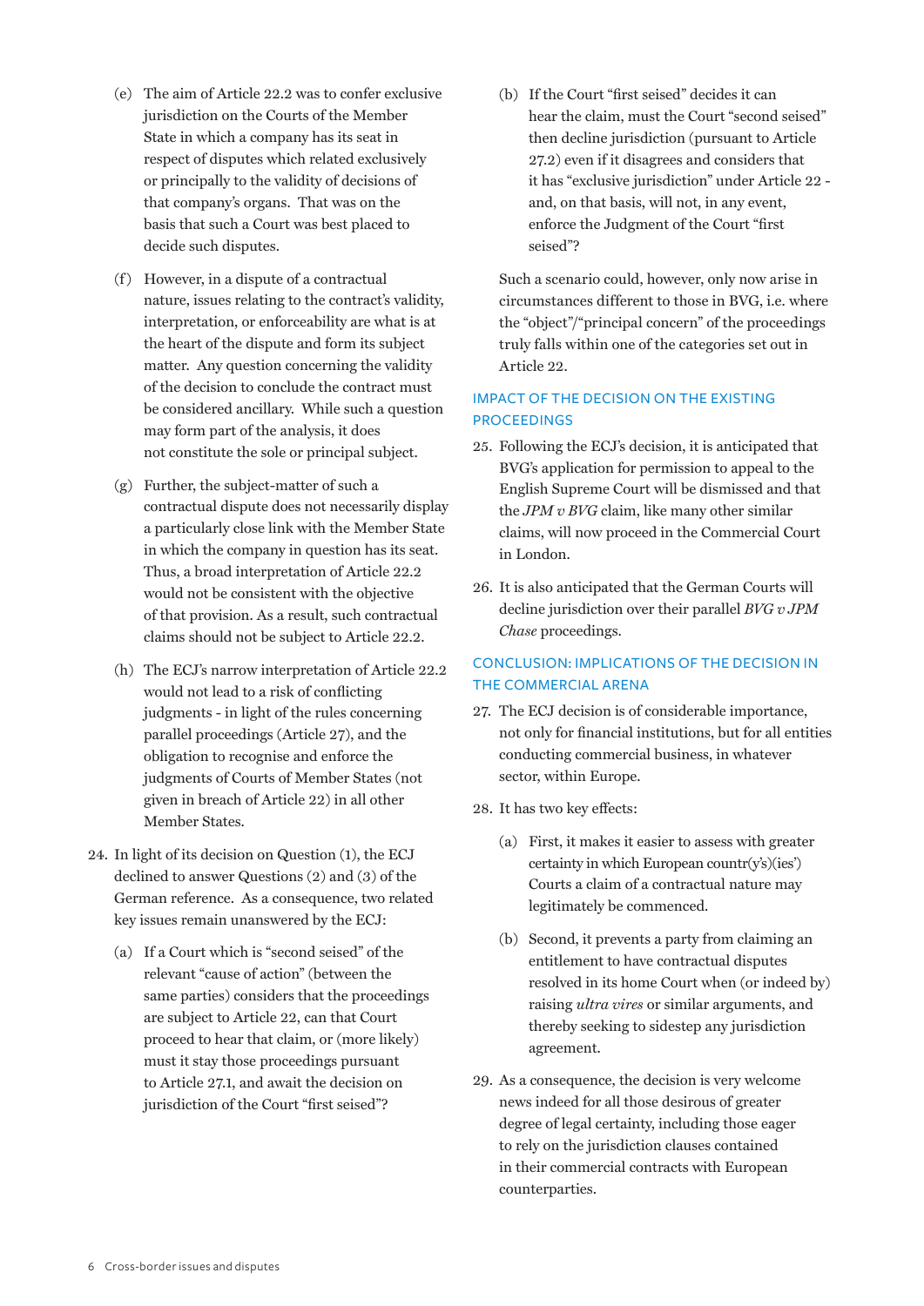(e) The aim of Article 22.2 was to confer exclusive jurisdiction on the Courts of the Member State in which a company has its seat in respect of disputes which related exclusively or principally to the validity of decisions of that company's organs. That was on the basis that such a Court was best placed to decide such disputes.

(f) However, in a dispute of a contractual nature, issues relating to the contract's validity, interpretation, or enforceability are what is at the heart of the dispute and form its subject matter. Any question concerning the validity of the decision to conclude the contract must be considered ancillary. While such a question may form part of the analysis, it does not constitute the sole or principal subject.

(g) Further, the subject-matter of such a contractual dispute does not necessarily display a particularly close link with the Member State in which the company in question has its seat. Thus, a broad interpretation of Article 22.2 would not be consistent with the objective of that provision. As a result, such contractual claims should not be subject to Article 22.2.

(h) The ECJ's narrow interpretation of Article 22.2 would not lead to a risk of conflicting judgments - in light of the rules concerning parallel proceedings (Article 27), and the obligation to recognise and enforce the judgments of Courts of Member States (not given in breach of Article 22) in all other Member States.

24. In light of its decision on Question (1), the ECJ declined to answer Questions (2) and (3) of the German reference. As a consequence, two related key issues remain unanswered by the ECJ:

    (a) If a Court which is "second seised" of the relevant "cause of action" (between the same parties) considers that the proceedings are subject to Article 22, can that Court proceed to hear that claim, or (more likely) must it stay those proceedings pursuant to Article 27.1, and await the decision on jurisdiction of the Court "first seised"?

    (b) If the Court "first seised" decides it can hear the claim, must the Court "second seised" then decline jurisdiction (pursuant to Article 27.2) even if it disagrees and considers that it has "exclusive jurisdiction" under Article 22 - and, on that basis, will not, in any event, enforce the Judgment of the Court "first seised"?

    Such a scenario could, however, only now arise in circumstances different to those in BVG, i.e. where the "object"/"principal concern" of the proceedings truly falls within one of the categories set out in Article 22.

## IMPACT OF THE DECISION ON THE EXISTING PROCEEDINGS

25. Following the ECJ's decision, it is anticipated that BVG's application for permission to appeal to the English Supreme Court will be dismissed and that the *JPM v BVG* claim, like many other similar claims, will now proceed in the Commercial Court in London.

26. It is also anticipated that the German Courts will decline jurisdiction over their parallel *BVG v JPM Chase* proceedings.

## CONCLUSION: IMPLICATIONS OF THE DECISION IN THE COMMERCIAL ARENA

27. The ECJ decision is of considerable importance, not only for financial institutions, but for all entities conducting commercial business, in whatever sector, within Europe.

28. It has two key effects:

    (a) First, it makes it easier to assess with greater certainty in which European countr(y's)(ies') Courts a claim of a contractual nature may legitimately be commenced.

    (b) Second, it prevents a party from claiming an entitlement to have contractual disputes resolved in its home Court when (or indeed by) raising *ultra vires* or similar arguments, and thereby seeking to sidestep any jurisdiction agreement.

29. As a consequence, the decision is very welcome news indeed for all those desirous of greater degree of legal certainty, including those eager to rely on the jurisdiction clauses contained in their commercial contracts with European counterparties.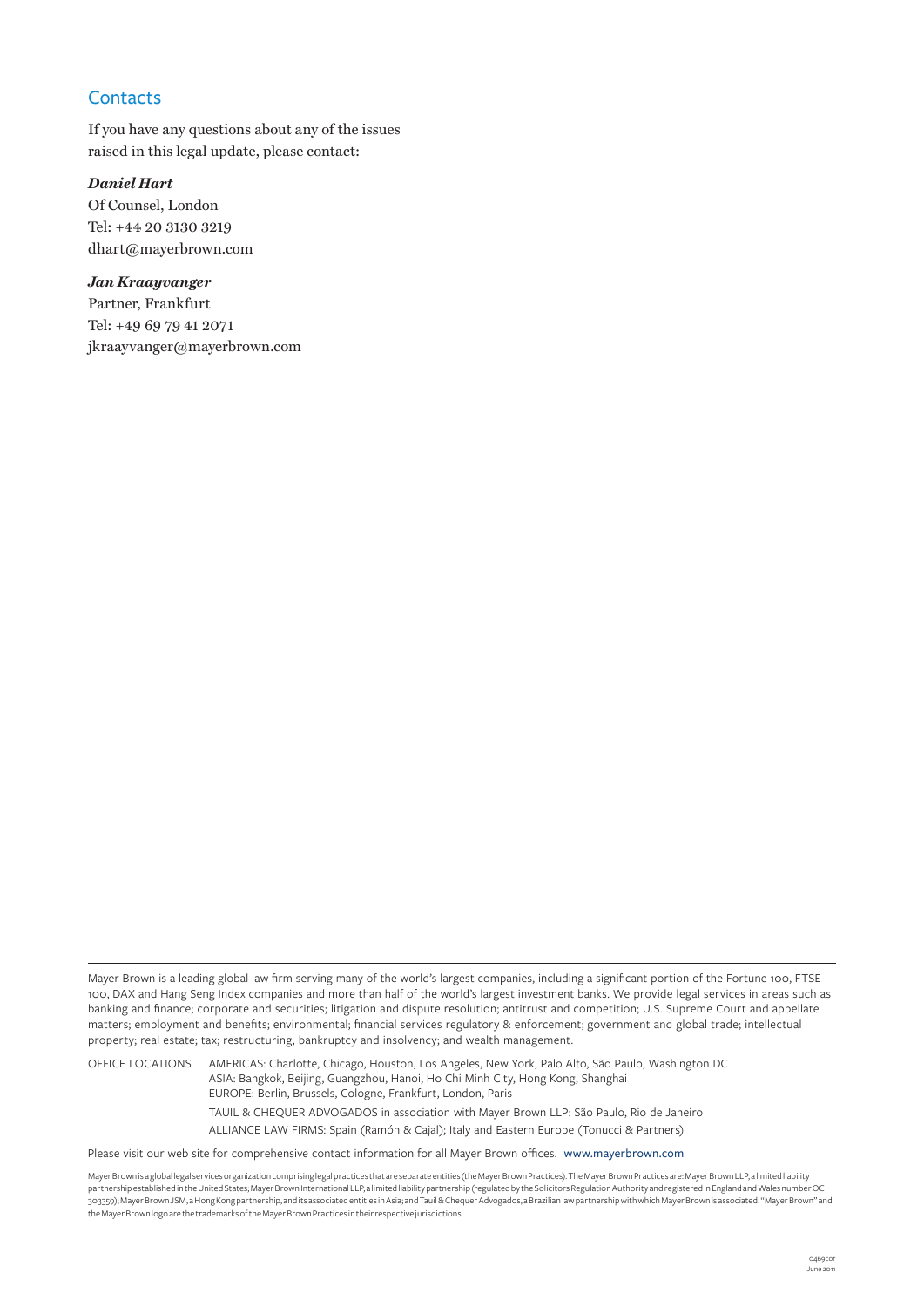## Contacts

If you have any questions about any of the issues raised in this legal update, please contact:

***Daniel Hart***
Of Counsel, London
Tel: +44 20 3130 3219
dhart@mayerbrown.com

***Jan Kraayvanger***
Partner, Frankfurt
Tel: +49 69 79 41 2071
jkraayvanger@mayerbrown.com

---

Mayer Brown is a leading global law firm serving many of the world's largest companies, including a significant portion of the Fortune 100, FTSE 100, DAX and Hang Seng Index companies and more than half of the world's largest investment banks. We provide legal services in areas such as banking and finance; corporate and securities; litigation and dispute resolution; antitrust and competition; U.S. Supreme Court and appellate matters; employment and benefits; environmental; financial services regulatory & enforcement; government and global trade; intellectual property; real estate; tax; restructuring, bankruptcy and insolvency; and wealth management.

OFFICE LOCATIONS AMERICAS: Charlotte, Chicago, Houston, Los Angeles, New York, Palo Alto, São Paulo, Washington DC
ASIA: Bangkok, Beijing, Guangzhou, Hanoi, Ho Chi Minh City, Hong Kong, Shanghai
EUROPE: Berlin, Brussels, Cologne, Frankfurt, London, Paris

TAUIL & CHEQUER ADVOGADOS in association with Mayer Brown LLP: São Paulo, Rio de Janeiro

ALLIANCE LAW FIRMS: Spain (Ramón & Cajal); Italy and Eastern Europe (Tonucci & Partners)

Please visit our web site for comprehensive contact information for all Mayer Brown offices. www.mayerbrown.com

Mayer Brown is a global legal services organization comprising legal practices that are separate entities (the Mayer Brown Practices). The Mayer Brown Practices are: Mayer Brown LLP, a limited liability partnership established in the United States; Mayer Brown International LLP, a limited liability partnership (regulated by the Solicitors Regulation Authority and registered in England and Wales number OC 303359); Mayer Brown JSM, a Hong Kong partnership, and its associated entities in Asia; and Tauil & Chequer Advogados, a Brazilian law partnership with which Mayer Brown is associated. "Mayer Brown" and the Mayer Brown logo are the trademarks of the Mayer Brown Practices in their respective jurisdictions.

0469cor
June 2011